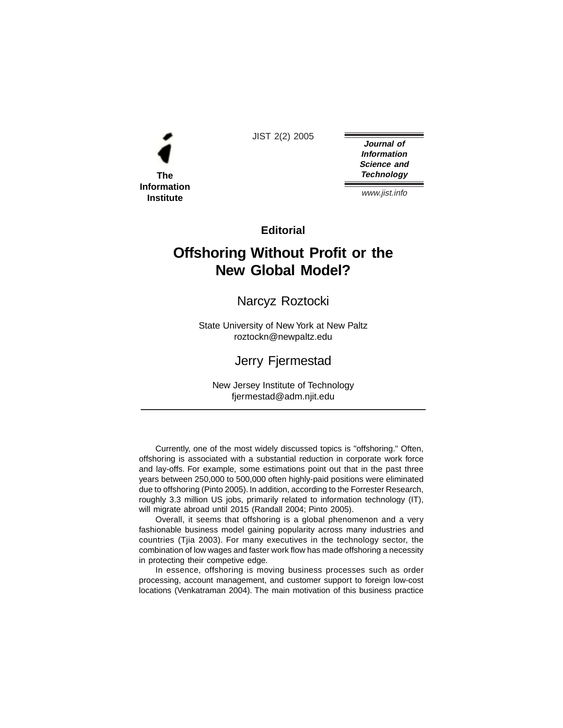The Information Institute

JIST 2(2) 2005

***Journal of Information Science and Technology***

*www.jist.info*

**Editorial**

# Offshoring Without Profit or the New Global Model?

## Narcyz Roztocki

State University of New York at New Paltz
roztockn@newpaltz.edu

## Jerry Fjermestad

New Jersey Institute of Technology
fjermestad@adm.njit.edu

---

Currently, one of the most widely discussed topics is "offshoring." Often, offshoring is associated with a substantial reduction in corporate work force and lay-offs. For example, some estimations point out that in the past three years between 250,000 to 500,000 often highly-paid positions were eliminated due to offshoring (Pinto 2005). In addition, according to the Forrester Research, roughly 3.3 million US jobs, primarily related to information technology (IT), will migrate abroad until 2015 (Randall 2004; Pinto 2005).

Overall, it seems that offshoring is a global phenomenon and a very fashionable business model gaining popularity across many industries and countries (Tjia 2003). For many executives in the technology sector, the combination of low wages and faster work flow has made offshoring a necessity in protecting their competive edge.

In essence, offshoring is moving business processes such as order processing, account management, and customer support to foreign low-cost locations (Venkatraman 2004). The main motivation of this business practice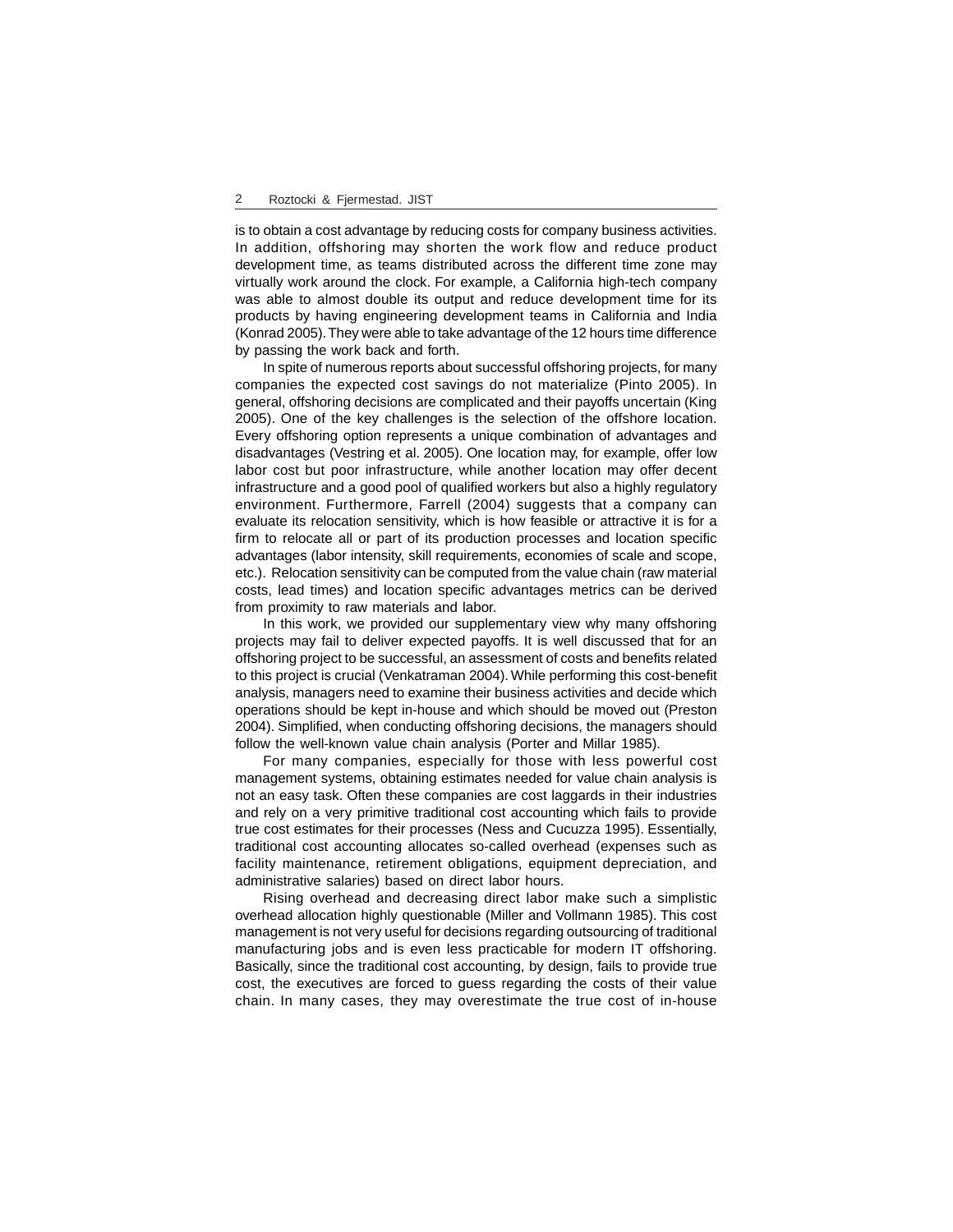is to obtain a cost advantage by reducing costs for company business activities. In addition, offshoring may shorten the work flow and reduce product development time, as teams distributed across the different time zone may virtually work around the clock. For example, a California high-tech company was able to almost double its output and reduce development time for its products by having engineering development teams in California and India (Konrad 2005). They were able to take advantage of the 12 hours time difference by passing the work back and forth.

In spite of numerous reports about successful offshoring projects, for many companies the expected cost savings do not materialize (Pinto 2005). In general, offshoring decisions are complicated and their payoffs uncertain (King 2005). One of the key challenges is the selection of the offshore location. Every offshoring option represents a unique combination of advantages and disadvantages (Vestring et al. 2005). One location may, for example, offer low labor cost but poor infrastructure, while another location may offer decent infrastructure and a good pool of qualified workers but also a highly regulatory environment. Furthermore, Farrell (2004) suggests that a company can evaluate its relocation sensitivity, which is how feasible or attractive it is for a firm to relocate all or part of its production processes and location specific advantages (labor intensity, skill requirements, economies of scale and scope, etc.). Relocation sensitivity can be computed from the value chain (raw material costs, lead times) and location specific advantages metrics can be derived from proximity to raw materials and labor.

In this work, we provided our supplementary view why many offshoring projects may fail to deliver expected payoffs. It is well discussed that for an offshoring project to be successful, an assessment of costs and benefits related to this project is crucial (Venkatraman 2004). While performing this cost-benefit analysis, managers need to examine their business activities and decide which operations should be kept in-house and which should be moved out (Preston 2004). Simplified, when conducting offshoring decisions, the managers should follow the well-known value chain analysis (Porter and Millar 1985).

For many companies, especially for those with less powerful cost management systems, obtaining estimates needed for value chain analysis is not an easy task. Often these companies are cost laggards in their industries and rely on a very primitive traditional cost accounting which fails to provide true cost estimates for their processes (Ness and Cucuzza 1995). Essentially, traditional cost accounting allocates so-called overhead (expenses such as facility maintenance, retirement obligations, equipment depreciation, and administrative salaries) based on direct labor hours.

Rising overhead and decreasing direct labor make such a simplistic overhead allocation highly questionable (Miller and Vollmann 1985). This cost management is not very useful for decisions regarding outsourcing of traditional manufacturing jobs and is even less practicable for modern IT offshoring. Basically, since the traditional cost accounting, by design, fails to provide true cost, the executives are forced to guess regarding the costs of their value chain. In many cases, they may overestimate the true cost of in-house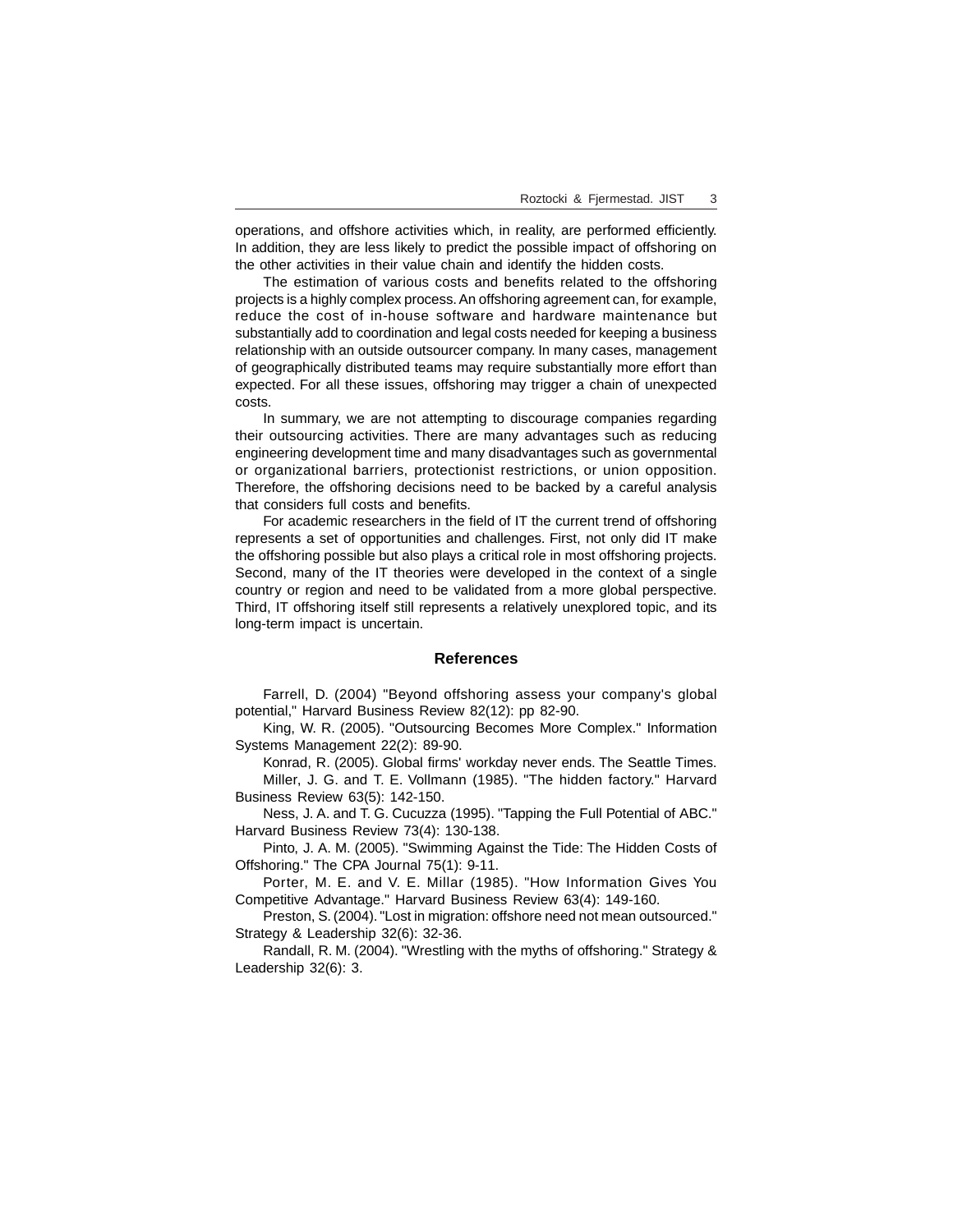operations, and offshore activities which, in reality, are performed efficiently. In addition, they are less likely to predict the possible impact of offshoring on the other activities in their value chain and identify the hidden costs.

The estimation of various costs and benefits related to the offshoring projects is a highly complex process. An offshoring agreement can, for example, reduce the cost of in-house software and hardware maintenance but substantially add to coordination and legal costs needed for keeping a business relationship with an outside outsourcer company. In many cases, management of geographically distributed teams may require substantially more effort than expected. For all these issues, offshoring may trigger a chain of unexpected costs.

In summary, we are not attempting to discourage companies regarding their outsourcing activities. There are many advantages such as reducing engineering development time and many disadvantages such as governmental or organizational barriers, protectionist restrictions, or union opposition. Therefore, the offshoring decisions need to be backed by a careful analysis that considers full costs and benefits.

For academic researchers in the field of IT the current trend of offshoring represents a set of opportunities and challenges. First, not only did IT make the offshoring possible but also plays a critical role in most offshoring projects. Second, many of the IT theories were developed in the context of a single country or region and need to be validated from a more global perspective. Third, IT offshoring itself still represents a relatively unexplored topic, and its long-term impact is uncertain.

## References

Farrell, D. (2004) "Beyond offshoring assess your company's global potential," Harvard Business Review 82(12): pp 82-90.

King, W. R. (2005). "Outsourcing Becomes More Complex." Information Systems Management 22(2): 89-90.

Konrad, R. (2005). Global firms' workday never ends. The Seattle Times.

Miller, J. G. and T. E. Vollmann (1985). "The hidden factory." Harvard Business Review 63(5): 142-150.

Ness, J. A. and T. G. Cucuzza (1995). "Tapping the Full Potential of ABC." Harvard Business Review 73(4): 130-138.

Pinto, J. A. M. (2005). "Swimming Against the Tide: The Hidden Costs of Offshoring." The CPA Journal 75(1): 9-11.

Porter, M. E. and V. E. Millar (1985). "How Information Gives You Competitive Advantage." Harvard Business Review 63(4): 149-160.

Preston, S. (2004). "Lost in migration: offshore need not mean outsourced." Strategy & Leadership 32(6): 32-36.

Randall, R. M. (2004). "Wrestling with the myths of offshoring." Strategy & Leadership 32(6): 3.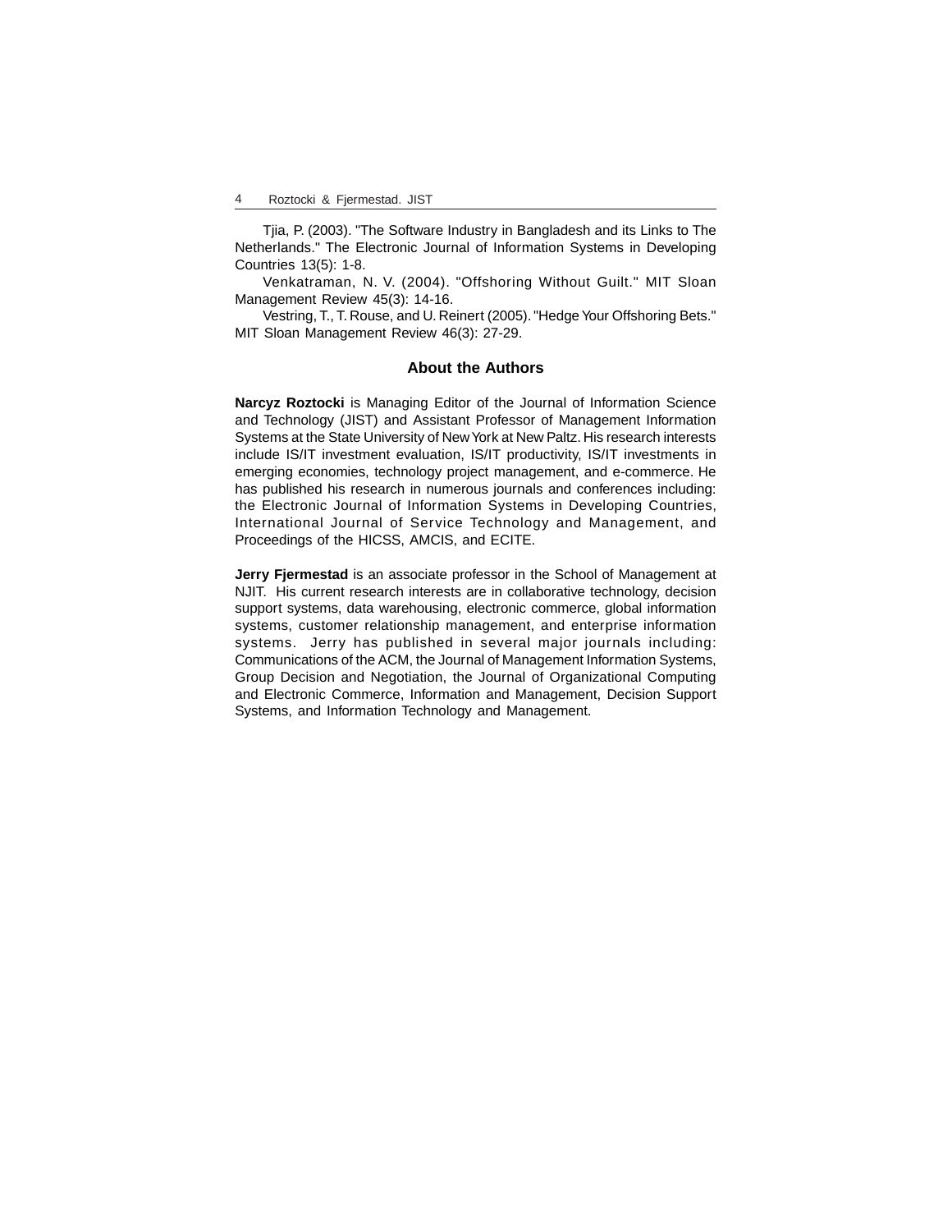Tjia, P. (2003). "The Software Industry in Bangladesh and its Links to The Netherlands." The Electronic Journal of Information Systems in Developing Countries 13(5): 1-8.

Venkatraman, N. V. (2004). "Offshoring Without Guilt." MIT Sloan Management Review 45(3): 14-16.

Vestring, T., T. Rouse, and U. Reinert (2005). "Hedge Your Offshoring Bets." MIT Sloan Management Review 46(3): 27-29.

## About the Authors

**Narcyz Roztocki** is Managing Editor of the Journal of Information Science and Technology (JIST) and Assistant Professor of Management Information Systems at the State University of New York at New Paltz. His research interests include IS/IT investment evaluation, IS/IT productivity, IS/IT investments in emerging economies, technology project management, and e-commerce. He has published his research in numerous journals and conferences including: the Electronic Journal of Information Systems in Developing Countries, International Journal of Service Technology and Management, and Proceedings of the HICSS, AMCIS, and ECITE.

**Jerry Fjermestad** is an associate professor in the School of Management at NJIT. His current research interests are in collaborative technology, decision support systems, data warehousing, electronic commerce, global information systems, customer relationship management, and enterprise information systems. Jerry has published in several major journals including: Communications of the ACM, the Journal of Management Information Systems, Group Decision and Negotiation, the Journal of Organizational Computing and Electronic Commerce, Information and Management, Decision Support Systems, and Information Technology and Management.